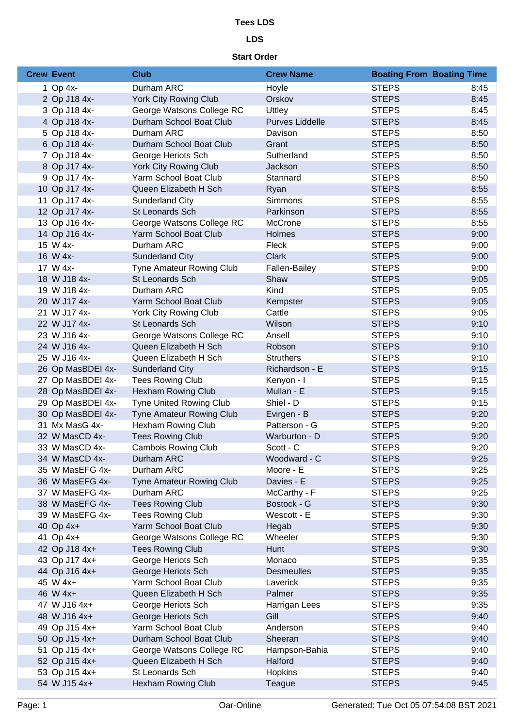# Tees LDS

## LDS

### Start Order

| Crew | Event | Club | Crew Name | Boating From | Boating Time |
|---|---|---|---|---|---|
| 1 | Op 4x- | Durham ARC | Hoyle | STEPS | 8:45 |
| 2 | Op J18 4x- | York City Rowing Club | Orskov | STEPS | 8:45 |
| 3 | Op J18 4x- | George Watsons College RC | Uttley | STEPS | 8:45 |
| 4 | Op J18 4x- | Durham School Boat Club | Purves Liddelle | STEPS | 8:45 |
| 5 | Op J18 4x- | Durham ARC | Davison | STEPS | 8:50 |
| 6 | Op J18 4x- | Durham School Boat Club | Grant | STEPS | 8:50 |
| 7 | Op J18 4x- | George Heriots Sch | Sutherland | STEPS | 8:50 |
| 8 | Op J17 4x- | York City Rowing Club | Jackson | STEPS | 8:50 |
| 9 | Op J17 4x- | Yarm School Boat Club | Stannard | STEPS | 8:50 |
| 10 | Op J17 4x- | Queen Elizabeth H Sch | Ryan | STEPS | 8:55 |
| 11 | Op J17 4x- | Sunderland City | Simmons | STEPS | 8:55 |
| 12 | Op J17 4x- | St Leonards Sch | Parkinson | STEPS | 8:55 |
| 13 | Op J16 4x- | George Watsons College RC | McCrone | STEPS | 8:55 |
| 14 | Op J16 4x- | Yarm School Boat Club | Holmes | STEPS | 9:00 |
| 15 | W 4x- | Durham ARC | Fleck | STEPS | 9:00 |
| 16 | W 4x- | Sunderland City | Clark | STEPS | 9:00 |
| 17 | W 4x- | Tyne Amateur Rowing Club | Fallen-Bailey | STEPS | 9:00 |
| 18 | W J18 4x- | St Leonards Sch | Shaw | STEPS | 9:05 |
| 19 | W J18 4x- | Durham ARC | Kind | STEPS | 9:05 |
| 20 | W J17 4x- | Yarm School Boat Club | Kempster | STEPS | 9:05 |
| 21 | W J17 4x- | York City Rowing Club | Cattle | STEPS | 9:05 |
| 22 | W J17 4x- | St Leonards Sch | Wilson | STEPS | 9:10 |
| 23 | W J16 4x- | George Watsons College RC | Ansell | STEPS | 9:10 |
| 24 | W J16 4x- | Queen Elizabeth H Sch | Robson | STEPS | 9:10 |
| 25 | W J16 4x- | Queen Elizabeth H Sch | Struthers | STEPS | 9:10 |
| 26 | Op MasBDEI 4x- | Sunderland City | Richardson - E | STEPS | 9:15 |
| 27 | Op MasBDEI 4x- | Tees Rowing Club | Kenyon - I | STEPS | 9:15 |
| 28 | Op MasBDEI 4x- | Hexham Rowing Club | Mullan - E | STEPS | 9:15 |
| 29 | Op MasBDEI 4x- | Tyne United Rowing Club | Shiel - D | STEPS | 9:15 |
| 30 | Op MasBDEI 4x- | Tyne Amateur Rowing Club | Evirgen - B | STEPS | 9:20 |
| 31 | Mx MasG 4x- | Hexham Rowing Club | Patterson - G | STEPS | 9:20 |
| 32 | W MasCD 4x- | Tees Rowing Club | Warburton - D | STEPS | 9:20 |
| 33 | W MasCD 4x- | Cambois Rowing Club | Scott - C | STEPS | 9:20 |
| 34 | W MasCD 4x- | Durham ARC | Woodward - C | STEPS | 9:25 |
| 35 | W MasEFG 4x- | Durham ARC | Moore - E | STEPS | 9:25 |
| 36 | W MasEFG 4x- | Tyne Amateur Rowing Club | Davies - E | STEPS | 9:25 |
| 37 | W MasEFG 4x- | Durham ARC | McCarthy - F | STEPS | 9:25 |
| 38 | W MasEFG 4x- | Tees Rowing Club | Bostock - G | STEPS | 9:30 |
| 39 | W MasEFG 4x- | Tees Rowing Club | Wescott - E | STEPS | 9:30 |
| 40 | Op 4x+ | Yarm School Boat Club | Hegab | STEPS | 9:30 |
| 41 | Op 4x+ | George Watsons College RC | Wheeler | STEPS | 9:30 |
| 42 | Op J18 4x+ | Tees Rowing Club | Hunt | STEPS | 9:30 |
| 43 | Op J17 4x+ | George Heriots Sch | Monaco | STEPS | 9:35 |
| 44 | Op J16 4x+ | George Heriots Sch | Desmeulles | STEPS | 9:35 |
| 45 | W 4x+ | Yarm School Boat Club | Laverick | STEPS | 9:35 |
| 46 | W 4x+ | Queen Elizabeth H Sch | Palmer | STEPS | 9:35 |
| 47 | W J16 4x+ | George Heriots Sch | Harrigan Lees | STEPS | 9:35 |
| 48 | W J16 4x+ | George Heriots Sch | Gill | STEPS | 9:40 |
| 49 | Op J15 4x+ | Yarm School Boat Club | Anderson | STEPS | 9:40 |
| 50 | Op J15 4x+ | Durham School Boat Club | Sheeran | STEPS | 9:40 |
| 51 | Op J15 4x+ | George Watsons College RC | Hampson-Bahia | STEPS | 9:40 |
| 52 | Op J15 4x+ | Queen Elizabeth H Sch | Halford | STEPS | 9:40 |
| 53 | Op J15 4x+ | St Leonards Sch | Hopkins | STEPS | 9:40 |
| 54 | W J15 4x+ | Hexham Rowing Club | Teague | STEPS | 9:45 |

Oar-Online Generated: Tue Oct 05 07:54:08 BST 2021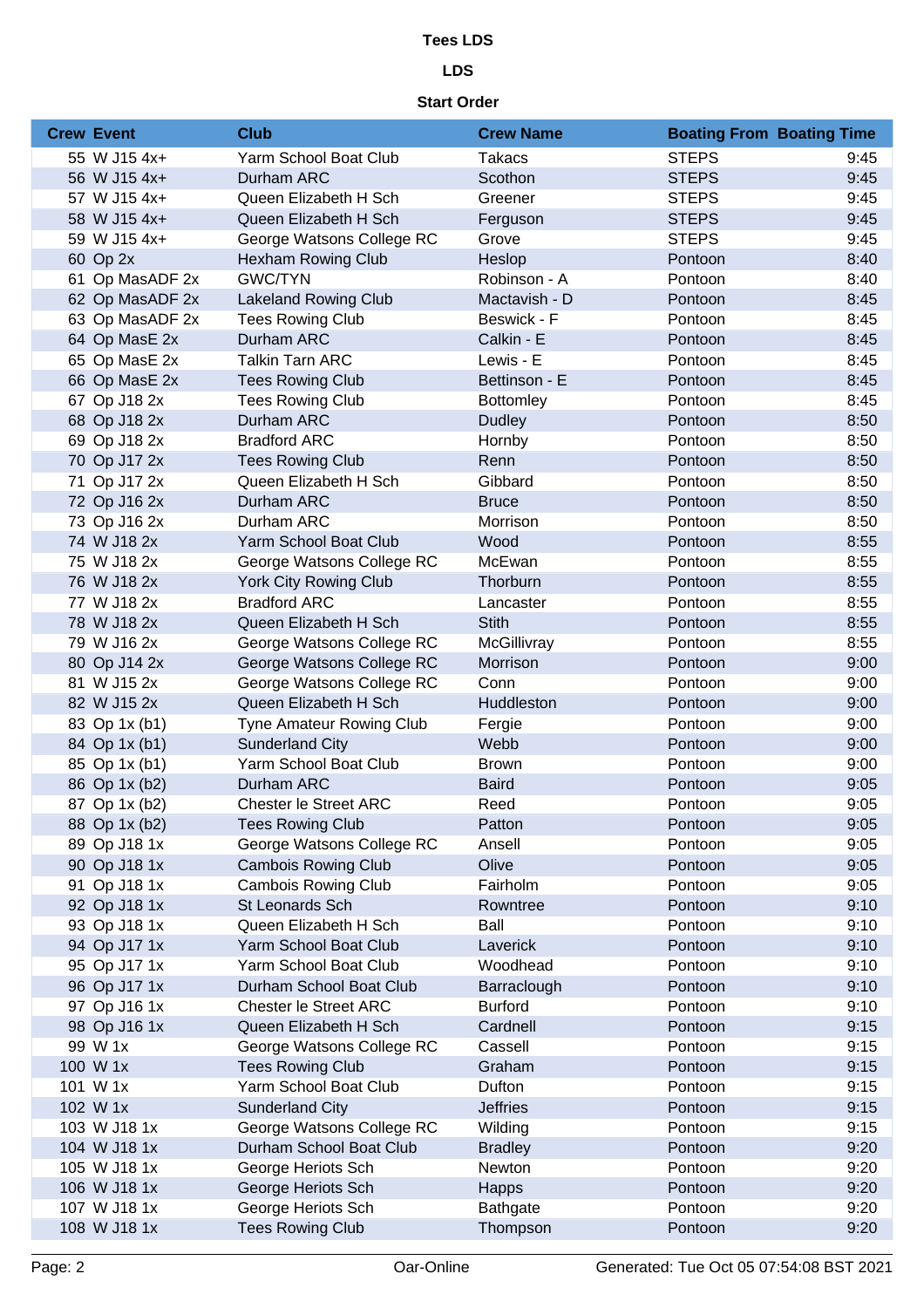**Tees LDS**

**LDS**

**Start Order**

| Crew | Event | Club | Crew Name | Boating From | Boating Time |
|---|---|---|---|---|---|
| 55 | W J15 4x+ | Yarm School Boat Club | Takacs | STEPS | 9:45 |
| 56 | W J15 4x+ | Durham ARC | Scothon | STEPS | 9:45 |
| 57 | W J15 4x+ | Queen Elizabeth H Sch | Greener | STEPS | 9:45 |
| 58 | W J15 4x+ | Queen Elizabeth H Sch | Ferguson | STEPS | 9:45 |
| 59 | W J15 4x+ | George Watsons College RC | Grove | STEPS | 9:45 |
| 60 | Op 2x | Hexham Rowing Club | Heslop | Pontoon | 8:40 |
| 61 | Op MasADF 2x | GWC/TYN | Robinson - A | Pontoon | 8:40 |
| 62 | Op MasADF 2x | Lakeland Rowing Club | Mactavish - D | Pontoon | 8:45 |
| 63 | Op MasADF 2x | Tees Rowing Club | Beswick - F | Pontoon | 8:45 |
| 64 | Op MasE 2x | Durham ARC | Calkin - E | Pontoon | 8:45 |
| 65 | Op MasE 2x | Talkin Tarn ARC | Lewis - E | Pontoon | 8:45 |
| 66 | Op MasE 2x | Tees Rowing Club | Bettinson - E | Pontoon | 8:45 |
| 67 | Op J18 2x | Tees Rowing Club | Bottomley | Pontoon | 8:45 |
| 68 | Op J18 2x | Durham ARC | Dudley | Pontoon | 8:50 |
| 69 | Op J18 2x | Bradford ARC | Hornby | Pontoon | 8:50 |
| 70 | Op J17 2x | Tees Rowing Club | Renn | Pontoon | 8:50 |
| 71 | Op J17 2x | Queen Elizabeth H Sch | Gibbard | Pontoon | 8:50 |
| 72 | Op J16 2x | Durham ARC | Bruce | Pontoon | 8:50 |
| 73 | Op J16 2x | Durham ARC | Morrison | Pontoon | 8:50 |
| 74 | W J18 2x | Yarm School Boat Club | Wood | Pontoon | 8:55 |
| 75 | W J18 2x | George Watsons College RC | McEwan | Pontoon | 8:55 |
| 76 | W J18 2x | York City Rowing Club | Thorburn | Pontoon | 8:55 |
| 77 | W J18 2x | Bradford ARC | Lancaster | Pontoon | 8:55 |
| 78 | W J18 2x | Queen Elizabeth H Sch | Stith | Pontoon | 8:55 |
| 79 | W J16 2x | George Watsons College RC | McGillivray | Pontoon | 8:55 |
| 80 | Op J14 2x | George Watsons College RC | Morrison | Pontoon | 9:00 |
| 81 | W J15 2x | George Watsons College RC | Conn | Pontoon | 9:00 |
| 82 | W J15 2x | Queen Elizabeth H Sch | Huddleston | Pontoon | 9:00 |
| 83 | Op 1x (b1) | Tyne Amateur Rowing Club | Fergie | Pontoon | 9:00 |
| 84 | Op 1x (b1) | Sunderland City | Webb | Pontoon | 9:00 |
| 85 | Op 1x (b1) | Yarm School Boat Club | Brown | Pontoon | 9:00 |
| 86 | Op 1x (b2) | Durham ARC | Baird | Pontoon | 9:05 |
| 87 | Op 1x (b2) | Chester le Street ARC | Reed | Pontoon | 9:05 |
| 88 | Op 1x (b2) | Tees Rowing Club | Patton | Pontoon | 9:05 |
| 89 | Op J18 1x | George Watsons College RC | Ansell | Pontoon | 9:05 |
| 90 | Op J18 1x | Cambois Rowing Club | Olive | Pontoon | 9:05 |
| 91 | Op J18 1x | Cambois Rowing Club | Fairholm | Pontoon | 9:05 |
| 92 | Op J18 1x | St Leonards Sch | Rowntree | Pontoon | 9:10 |
| 93 | Op J18 1x | Queen Elizabeth H Sch | Ball | Pontoon | 9:10 |
| 94 | Op J17 1x | Yarm School Boat Club | Laverick | Pontoon | 9:10 |
| 95 | Op J17 1x | Yarm School Boat Club | Woodhead | Pontoon | 9:10 |
| 96 | Op J17 1x | Durham School Boat Club | Barraclough | Pontoon | 9:10 |
| 97 | Op J16 1x | Chester le Street ARC | Burford | Pontoon | 9:10 |
| 98 | Op J16 1x | Queen Elizabeth H Sch | Cardnell | Pontoon | 9:15 |
| 99 | W 1x | George Watsons College RC | Cassell | Pontoon | 9:15 |
| 100 | W 1x | Tees Rowing Club | Graham | Pontoon | 9:15 |
| 101 | W 1x | Yarm School Boat Club | Dufton | Pontoon | 9:15 |
| 102 | W 1x | Sunderland City | Jeffries | Pontoon | 9:15 |
| 103 | W J18 1x | George Watsons College RC | Wilding | Pontoon | 9:15 |
| 104 | W J18 1x | Durham School Boat Club | Bradley | Pontoon | 9:20 |
| 105 | W J18 1x | George Heriots Sch | Newton | Pontoon | 9:20 |
| 106 | W J18 1x | George Heriots Sch | Happs | Pontoon | 9:20 |
| 107 | W J18 1x | George Heriots Sch | Bathgate | Pontoon | 9:20 |
| 108 | W J18 1x | Tees Rowing Club | Thompson | Pontoon | 9:20 |

Oar-Online

Generated: Tue Oct 05 07:54:08 BST 2021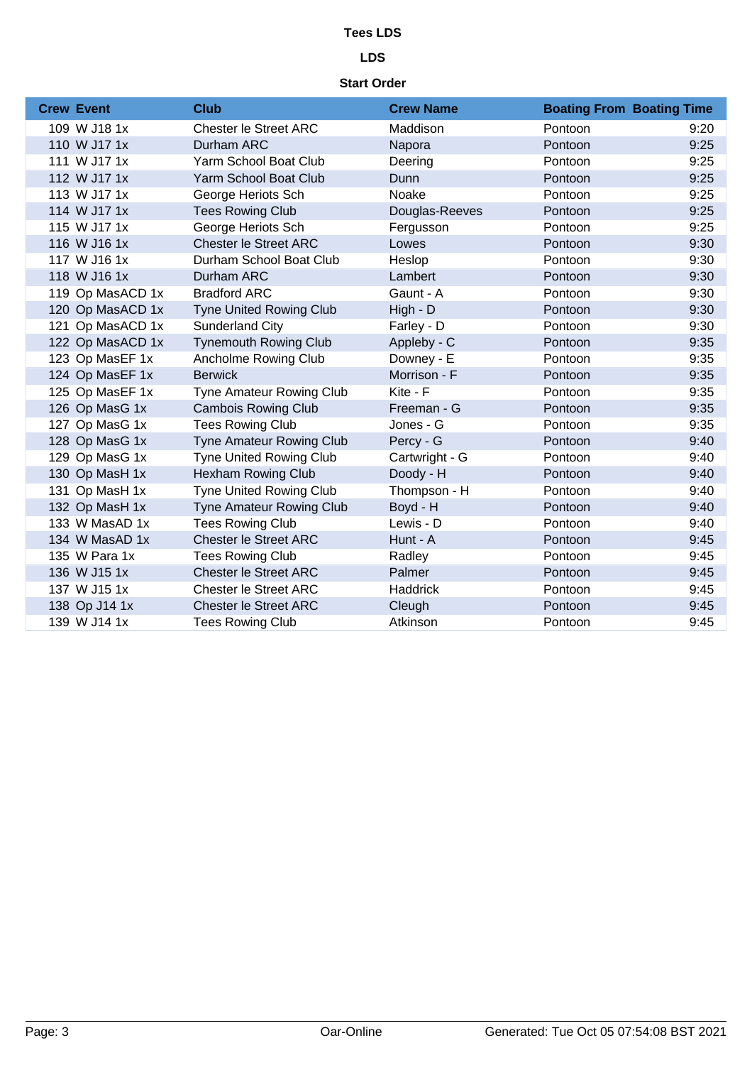**Tees LDS**

**LDS**

**Start Order**

| Crew | Event | Club | Crew Name | Boating From | Boating Time |
|---|---|---|---|---|---|
| 109 | W J18 1x | Chester le Street ARC | Maddison | Pontoon | 9:20 |
| 110 | W J17 1x | Durham ARC | Napora | Pontoon | 9:25 |
| 111 | W J17 1x | Yarm School Boat Club | Deering | Pontoon | 9:25 |
| 112 | W J17 1x | Yarm School Boat Club | Dunn | Pontoon | 9:25 |
| 113 | W J17 1x | George Heriots Sch | Noake | Pontoon | 9:25 |
| 114 | W J17 1x | Tees Rowing Club | Douglas-Reeves | Pontoon | 9:25 |
| 115 | W J17 1x | George Heriots Sch | Fergusson | Pontoon | 9:25 |
| 116 | W J16 1x | Chester le Street ARC | Lowes | Pontoon | 9:30 |
| 117 | W J16 1x | Durham School Boat Club | Heslop | Pontoon | 9:30 |
| 118 | W J16 1x | Durham ARC | Lambert | Pontoon | 9:30 |
| 119 | Op MasACD 1x | Bradford ARC | Gaunt - A | Pontoon | 9:30 |
| 120 | Op MasACD 1x | Tyne United Rowing Club | High - D | Pontoon | 9:30 |
| 121 | Op MasACD 1x | Sunderland City | Farley - D | Pontoon | 9:30 |
| 122 | Op MasACD 1x | Tynemouth Rowing Club | Appleby - C | Pontoon | 9:35 |
| 123 | Op MasEF 1x | Ancholme Rowing Club | Downey - E | Pontoon | 9:35 |
| 124 | Op MasEF 1x | Berwick | Morrison - F | Pontoon | 9:35 |
| 125 | Op MasEF 1x | Tyne Amateur Rowing Club | Kite - F | Pontoon | 9:35 |
| 126 | Op MasG 1x | Cambois Rowing Club | Freeman - G | Pontoon | 9:35 |
| 127 | Op MasG 1x | Tees Rowing Club | Jones - G | Pontoon | 9:35 |
| 128 | Op MasG 1x | Tyne Amateur Rowing Club | Percy - G | Pontoon | 9:40 |
| 129 | Op MasG 1x | Tyne United Rowing Club | Cartwright - G | Pontoon | 9:40 |
| 130 | Op MasH 1x | Hexham Rowing Club | Doody - H | Pontoon | 9:40 |
| 131 | Op MasH 1x | Tyne United Rowing Club | Thompson - H | Pontoon | 9:40 |
| 132 | Op MasH 1x | Tyne Amateur Rowing Club | Boyd - H | Pontoon | 9:40 |
| 133 | W MasAD 1x | Tees Rowing Club | Lewis - D | Pontoon | 9:40 |
| 134 | W MasAD 1x | Chester le Street ARC | Hunt - A | Pontoon | 9:45 |
| 135 | W Para 1x | Tees Rowing Club | Radley | Pontoon | 9:45 |
| 136 | W J15 1x | Chester le Street ARC | Palmer | Pontoon | 9:45 |
| 137 | W J15 1x | Chester le Street ARC | Haddrick | Pontoon | 9:45 |
| 138 | Op J14 1x | Chester le Street ARC | Cleugh | Pontoon | 9:45 |
| 139 | W J14 1x | Tees Rowing Club | Atkinson | Pontoon | 9:45 |

Oar-Online

Generated: Tue Oct 05 07:54:08 BST 2021